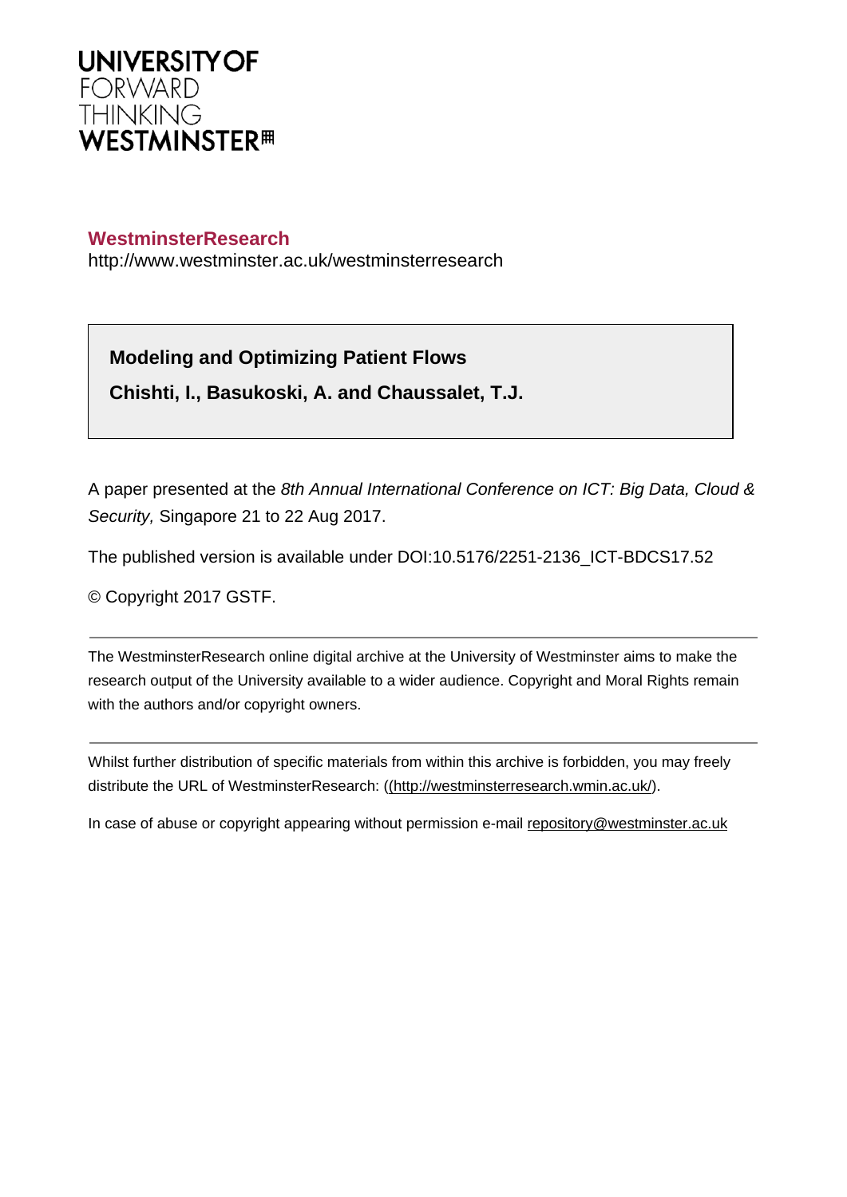**UNIVERSITY OF FORWARD THINKING WESTMINSTER**

**WestminsterResearch**

http://www.westminster.ac.uk/westminsterresearch

**Modeling and Optimizing Patient Flows**

**Chishti, I., Basukoski, A. and Chaussalet, T.J.**

A paper presented at the *8th Annual International Conference on ICT: Big Data, Cloud & Security,* Singapore 21 to 22 Aug 2017.

The published version is available under DOI:10.5176/2251-2136_ICT-BDCS17.52

© Copyright 2017 GSTF.

---

The WestminsterResearch online digital archive at the University of Westminster aims to make the research output of the University available to a wider audience. Copyright and Moral Rights remain with the authors and/or copyright owners.

---

Whilst further distribution of specific materials from within this archive is forbidden, you may freely distribute the URL of WestminsterResearch: ((http://westminsterresearch.wmin.ac.uk/).

In case of abuse or copyright appearing without permission e-mail repository@westminster.ac.uk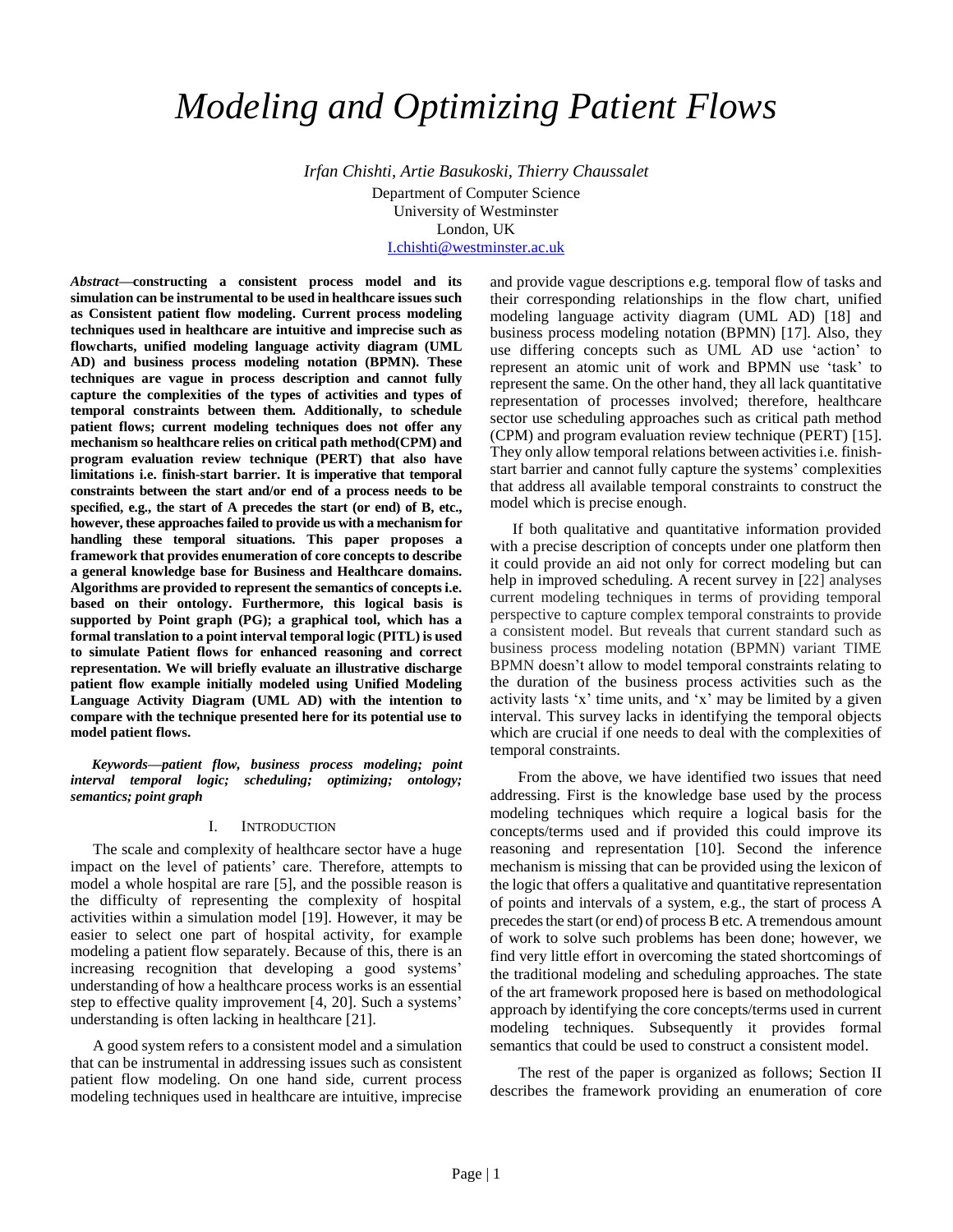# Modeling and Optimizing Patient Flows

*Irfan Chishti, Artie Basukoski, Thierry Chaussalet*
Department of Computer Science
University of Westminster
London, UK
I.chishti@westminster.ac.uk

***Abstract*—constructing a consistent process model and its simulation can be instrumental to be used in healthcare issues such as Consistent patient flow modeling. Current process modeling techniques used in healthcare are intuitive and imprecise such as flowcharts, unified modeling language activity diagram (UML AD) and business process modeling notation (BPMN). These techniques are vague in process description and cannot fully capture the complexities of the types of activities and types of temporal constraints between them. Additionally, to schedule patient flows; current modeling techniques does not offer any mechanism so healthcare relies on critical path method(CPM) and program evaluation review technique (PERT) that also have limitations i.e. finish-start barrier. It is imperative that temporal constraints between the start and/or end of a process needs to be specified, e.g., the start of A precedes the start (or end) of B, etc., however, these approaches failed to provide us with a mechanism for handling these temporal situations. This paper proposes a framework that provides enumeration of core concepts to describe a general knowledge base for Business and Healthcare domains. Algorithms are provided to represent the semantics of concepts i.e. based on their ontology. Furthermore, this logical basis is supported by Point graph (PG); a graphical tool, which has a formal translation to a point interval temporal logic (PITL) is used to simulate Patient flows for enhanced reasoning and correct representation. We will briefly evaluate an illustrative discharge patient flow example initially modeled using Unified Modeling Language Activity Diagram (UML AD) with the intention to compare with the technique presented here for its potential use to model patient flows.**

***Keywords—patient flow, business process modeling; point interval temporal logic; scheduling; optimizing; ontology; semantics; point graph***

## I. Introduction

The scale and complexity of healthcare sector have a huge impact on the level of patients' care. Therefore, attempts to model a whole hospital are rare [5], and the possible reason is the difficulty of representing the complexity of hospital activities within a simulation model [19]. However, it may be easier to select one part of hospital activity, for example modeling a patient flow separately. Because of this, there is an increasing recognition that developing a good systems' understanding of how a healthcare process works is an essential step to effective quality improvement [4, 20]. Such a systems' understanding is often lacking in healthcare [21].

A good system refers to a consistent model and a simulation that can be instrumental in addressing issues such as consistent patient flow modeling. On one hand side, current process modeling techniques used in healthcare are intuitive, imprecise and provide vague descriptions e.g. temporal flow of tasks and their corresponding relationships in the flow chart, unified modeling language activity diagram (UML AD) [18] and business process modeling notation (BPMN) [17]. Also, they use differing concepts such as UML AD use 'action' to represent an atomic unit of work and BPMN use 'task' to represent the same. On the other hand, they all lack quantitative representation of processes involved; therefore, healthcare sector use scheduling approaches such as critical path method (CPM) and program evaluation review technique (PERT) [15]. They only allow temporal relations between activities i.e. finish-start barrier and cannot fully capture the systems' complexities that address all available temporal constraints to construct the model which is precise enough.

If both qualitative and quantitative information provided with a precise description of concepts under one platform then it could provide an aid not only for correct modeling but can help in improved scheduling. A recent survey in [22] analyses current modeling techniques in terms of providing temporal perspective to capture complex temporal constraints to provide a consistent model. But reveals that current standard such as business process modeling notation (BPMN) variant TIME BPMN doesn't allow to model temporal constraints relating to the duration of the business process activities such as the activity lasts 'x' time units, and 'x' may be limited by a given interval. This survey lacks in identifying the temporal objects which are crucial if one needs to deal with the complexities of temporal constraints.

From the above, we have identified two issues that need addressing. First is the knowledge base used by the process modeling techniques which require a logical basis for the concepts/terms used and if provided this could improve its reasoning and representation [10]. Second the inference mechanism is missing that can be provided using the lexicon of the logic that offers a qualitative and quantitative representation of points and intervals of a system, e.g., the start of process A precedes the start (or end) of process B etc. A tremendous amount of work to solve such problems has been done; however, we find very little effort in overcoming the stated shortcomings of the traditional modeling and scheduling approaches. The state of the art framework proposed here is based on methodological approach by identifying the core concepts/terms used in current modeling techniques. Subsequently it provides formal semantics that could be used to construct a consistent model.

The rest of the paper is organized as follows; Section II describes the framework providing an enumeration of core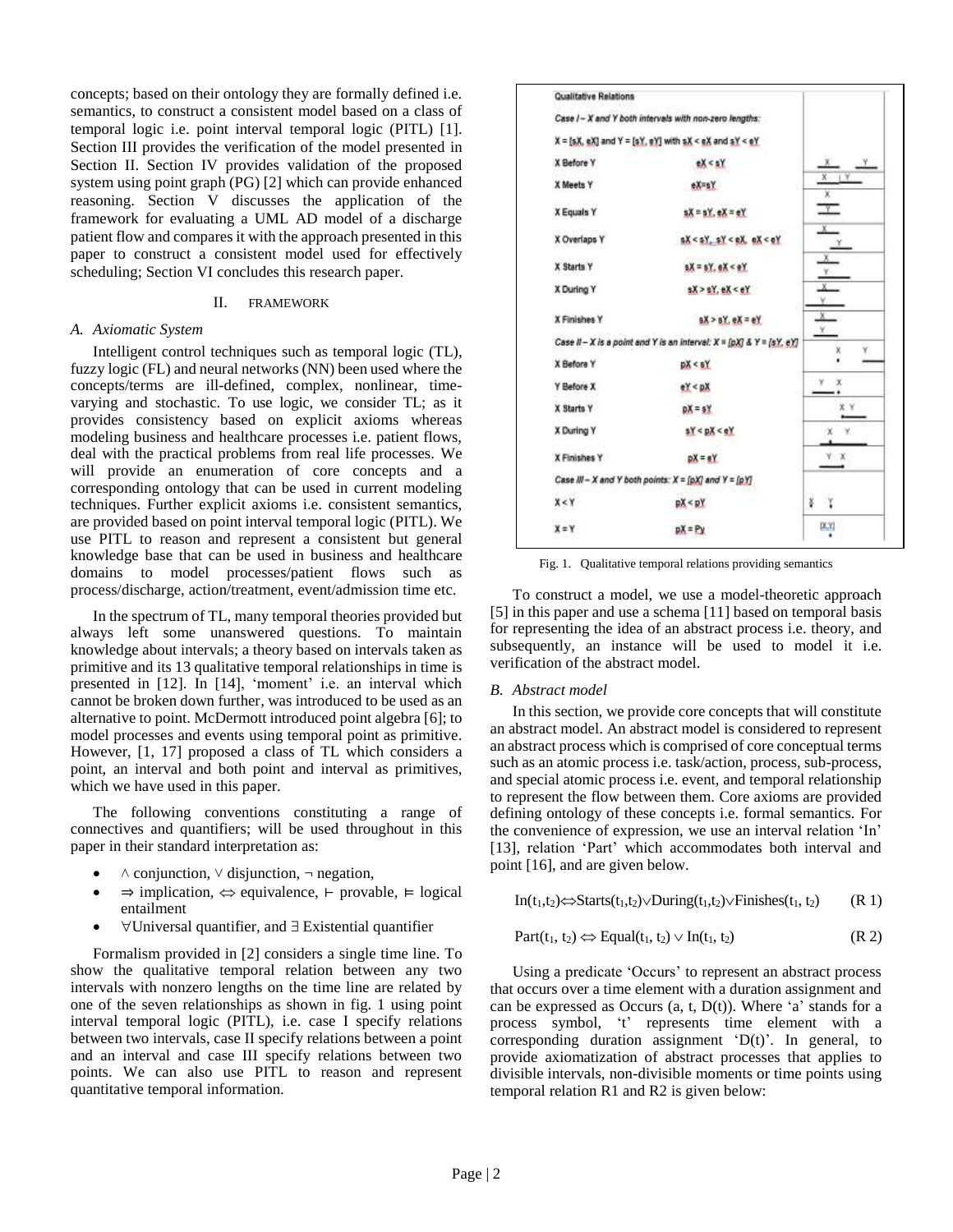concepts; based on their ontology they are formally defined i.e. semantics, to construct a consistent model based on a class of temporal logic i.e. point interval temporal logic (PITL) [1]. Section III provides the verification of the model presented in Section II. Section IV provides validation of the proposed system using point graph (PG) [2] which can provide enhanced reasoning. Section V discusses the application of the framework for evaluating a UML AD model of a discharge patient flow and compares it with the approach presented in this paper to construct a consistent model used for effectively scheduling; Section VI concludes this research paper.

## II. FRAMEWORK

### *A. Axiomatic System*

Intelligent control techniques such as temporal logic (TL), fuzzy logic (FL) and neural networks (NN) been used where the concepts/terms are ill-defined, complex, nonlinear, time-varying and stochastic. To use logic, we consider TL; as it provides consistency based on explicit axioms whereas modeling business and healthcare processes i.e. patient flows, deal with the practical problems from real life processes. We will provide an enumeration of core concepts and a corresponding ontology that can be used in current modeling techniques. Further explicit axioms i.e. consistent semantics, are provided based on point interval temporal logic (PITL). We use PITL to reason and represent a consistent but general knowledge base that can be used in business and healthcare domains to model processes/patient flows such as process/discharge, action/treatment, event/admission time etc.

In the spectrum of TL, many temporal theories provided but always left some unanswered questions. To maintain knowledge about intervals; a theory based on intervals taken as primitive and its 13 qualitative temporal relationships in time is presented in [12]. In [14], 'moment' i.e. an interval which cannot be broken down further, was introduced to be used as an alternative to point. McDermott introduced point algebra [6]; to model processes and events using temporal point as primitive. However, [1, 17] proposed a class of TL which considers a point, an interval and both point and interval as primitives, which we have used in this paper.

The following conventions constituting a range of connectives and quantifiers; will be used throughout in this paper in their standard interpretation as:

- $\wedge$ conjunction, $\vee$ disjunction, $\neg$ negation,
- $\Rightarrow$ implication, $\Leftrightarrow$ equivalence, $\vdash$ provable, $\vDash$ logical entailment
- $\forall$Universal quantifier, and $\exists$ Existential quantifier

Formalism provided in [2] considers a single time line. To show the qualitative temporal relation between any two intervals with nonzero lengths on the time line are related by one of the seven relationships as shown in fig. 1 using point interval temporal logic (PITL), i.e. case I specify relations between two intervals, case II specify relations between a point and an interval and case III specify relations between two points. We can also use PITL to reason and represent quantitative temporal information.

| Qualitative Relations | |
|---|---|
| *Case I – X and Y both intervals with non-zero lengths:* | |
| $X = [sX, eX]$ and $Y = [sY, eY]$ with $sX < eX$ and $sY < eY$ | |
| X Before Y | $eX < sY$ |
| X Meets Y | $eX = sY$ |
| X Equals Y | $sX = sY, eX = eY$ |
| X Overlaps Y | $sX < sY, sY < eX, eX < eY$ |
| X Starts Y | $sX = sY, eX < eY$ |
| X During Y | $sX > sY, eX < eY$ |
| X Finishes Y | $sX > sY, eX = eY$ |
| *Case II – X is a point and Y is an interval:* $X = [pX]$ & $Y = [sY, eY]$ | |
| X Before Y | $pX < sY$ |
| Y Before X | $eY < pX$ |
| X Starts Y | $pX = sY$ |
| X During Y | $sY < pX < eY$ |
| X Finishes Y | $pX = eY$ |
| *Case III – X and Y both points:* $X = [pX]$ and $Y = [pY]$ | |
| $X < Y$ | $pX < pY$ |
| $X = Y$ | $pX = Py$ |

Fig. 1. Qualitative temporal relations providing semantics

To construct a model, we use a model-theoretic approach [5] in this paper and use a schema [11] based on temporal basis for representing the idea of an abstract process i.e. theory, and subsequently, an instance will be used to model it i.e. verification of the abstract model.

### *B. Abstract model*

In this section, we provide core concepts that will constitute an abstract model. An abstract model is considered to represent an abstract process which is comprised of core conceptual terms such as an atomic process i.e. task/action, process, sub-process, and special atomic process i.e. event, and temporal relationship to represent the flow between them. Core axioms are provided defining ontology of these concepts i.e. formal semantics. For the convenience of expression, we use an interval relation 'In' [13], relation 'Part' which accommodates both interval and point [16], and are given below.

$$\text{In}(t_1,t_2) \Leftrightarrow \text{Starts}(t_1,t_2) \vee \text{During}(t_1,t_2) \vee \text{Finishes}(t_1, t_2) \qquad \text{(R 1)}$$

$$\text{Part}(t_1, t_2) \Leftrightarrow \text{Equal}(t_1, t_2) \vee \text{In}(t_1, t_2) \qquad \text{(R 2)}$$

Using a predicate 'Occurs' to represent an abstract process that occurs over a time element with a duration assignment and can be expressed as Occurs (a, t, D(t)). Where 'a' stands for a process symbol, 't' represents time element with a corresponding duration assignment 'D(t)'. In general, to provide axiomatization of abstract processes that applies to divisible intervals, non-divisible moments or time points using temporal relation R1 and R2 is given below: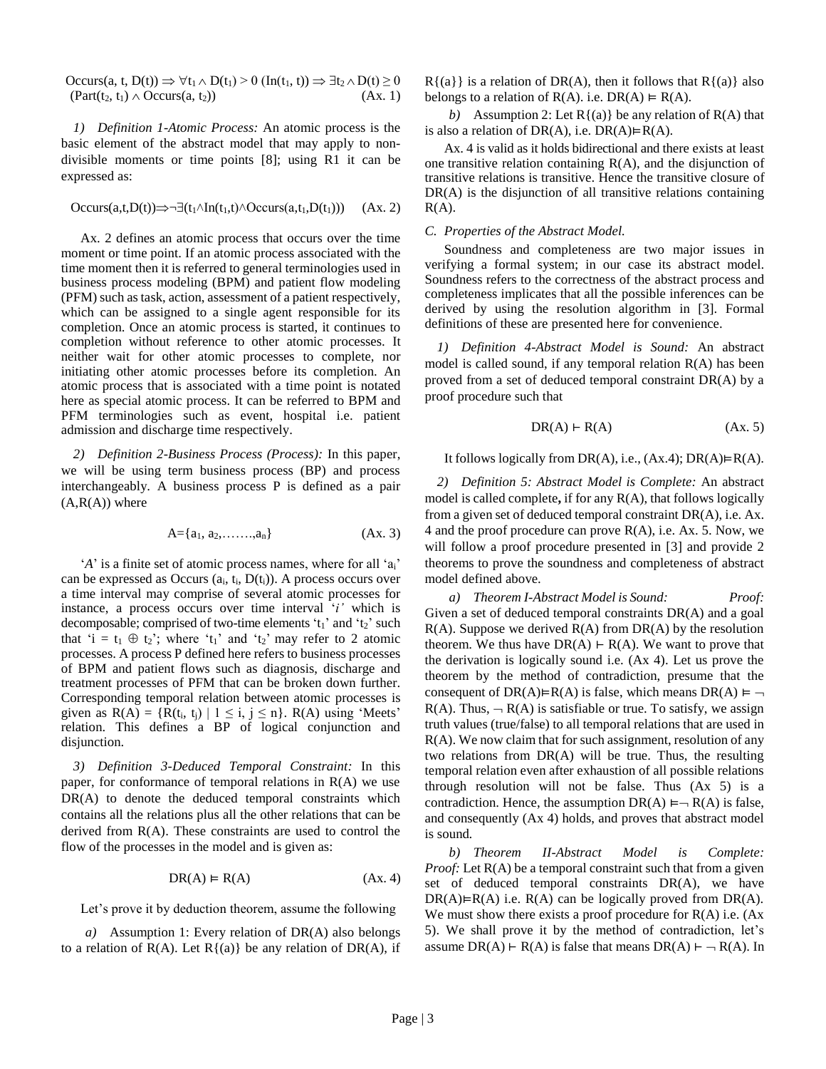$$\text{Occurs}(a, t, D(t)) \Rightarrow \forall t_1 \wedge D(t_1) > 0\ (\text{In}(t_1, t)) \Rightarrow \exists t_2 \wedge D(t) \geq 0\ (\text{Part}(t_2, t_1) \wedge \text{Occurs}(a, t_2)) \qquad \text{(Ax. 1)}$$

*1) Definition 1-Atomic Process:* An atomic process is the basic element of the abstract model that may apply to non-divisible moments or time points [8]; using R1 it can be expressed as:

$$\text{Occurs}(a,t,D(t)) \Rightarrow \neg\exists(t_1 \wedge \text{In}(t_1,t) \wedge \text{Occurs}(a,t_1,D(t_1))) \qquad \text{(Ax. 2)}$$

Ax. 2 defines an atomic process that occurs over the time moment or time point. If an atomic process associated with the time moment then it is referred to general terminologies used in business process modeling (BPM) and patient flow modeling (PFM) such as task, action, assessment of a patient respectively, which can be assigned to a single agent responsible for its completion. Once an atomic process is started, it continues to completion without reference to other atomic processes. It neither wait for other atomic processes to complete, nor initiating other atomic processes before its completion. An atomic process that is associated with a time point is notated here as special atomic process. It can be referred to BPM and PFM terminologies such as event, hospital i.e. patient admission and discharge time respectively.

*2) Definition 2-Business Process (Process):* In this paper, we will be using term business process (BP) and process interchangeably. A business process P is defined as a pair (A,R(A)) where

$$A=\{a_1, a_2, \ldots\ldots, a_n\} \qquad \text{(Ax. 3)}$$

'*A*' is a finite set of atomic process names, where for all '$a_i$' can be expressed as Occurs ($a_i$, $t_i$, $D(t_i)$). A process occurs over a time interval may comprise of several atomic processes for instance, a process occurs over time interval '$i$' which is decomposable; comprised of two-time elements '$t_1$' and '$t_2$' such that '$i = t_1 \oplus t_2$'; where '$t_1$' and '$t_2$' may refer to 2 atomic processes. A process P defined here refers to business processes of BPM and patient flows such as diagnosis, discharge and treatment processes of PFM that can be broken down further. Corresponding temporal relation between atomic processes is given as $R(A) = \{R(t_i, t_j) \mid 1 \leq i, j \leq n\}$. R(A) using 'Meets' relation. This defines a BP of logical conjunction and disjunction.

*3) Definition 3-Deduced Temporal Constraint:* In this paper, for conformance of temporal relations in R(A) we use DR(A) to denote the deduced temporal constraints which contains all the relations plus all the other relations that can be derived from R(A). These constraints are used to control the flow of the processes in the model and is given as:

$$DR(A) \vDash R(A) \qquad \text{(Ax. 4)}$$

Let's prove it by deduction theorem, assume the following

*a)* Assumption 1: Every relation of DR(A) also belongs to a relation of R(A). Let R{(a)} be any relation of DR(A), if R{(a)} is a relation of DR(A), then it follows that R{(a)} also belongs to a relation of R(A). i.e. $DR(A) \vDash R(A)$.

*b)* Assumption 2: Let R{(a)} be any relation of R(A) that is also a relation of DR(A), i.e. $DR(A) \vDash R(A)$.

Ax. 4 is valid as it holds bidirectional and there exists at least one transitive relation containing R(A), and the disjunction of transitive relations is transitive. Hence the transitive closure of DR(A) is the disjunction of all transitive relations containing R(A).

### C. Properties of the Abstract Model.

Soundness and completeness are two major issues in verifying a formal system; in our case its abstract model. Soundness refers to the correctness of the abstract process and completeness implicates that all the possible inferences can be derived by using the resolution algorithm in [3]. Formal definitions of these are presented here for convenience.

*1) Definition 4-Abstract Model is Sound:* An abstract model is called sound, if any temporal relation R(A) has been proved from a set of deduced temporal constraint DR(A) by a proof procedure such that

$$DR(A) \vdash R(A) \qquad \text{(Ax. 5)}$$

It follows logically from DR(A), i.e., (Ax.4); $DR(A) \vDash R(A)$.

*2) Definition 5: Abstract Model is Complete:* An abstract model is called complete**,** if for any R(A), that follows logically from a given set of deduced temporal constraint DR(A), i.e. Ax. 4 and the proof procedure can prove R(A), i.e. Ax. 5. Now, we will follow a proof procedure presented in [3] and provide 2 theorems to prove the soundness and completeness of abstract model defined above.

*a) Theorem I-Abstract Model is Sound: Proof:* Given a set of deduced temporal constraints DR(A) and a goal R(A). Suppose we derived R(A) from DR(A) by the resolution theorem. We thus have $DR(A) \vdash R(A)$. We want to prove that the derivation is logically sound i.e. (Ax 4). Let us prove the theorem by the method of contradiction, presume that the consequent of $DR(A) \vDash R(A)$ is false, which means $DR(A) \vDash \neg R(A)$. Thus, $\neg R(A)$ is satisfiable or true. To satisfy, we assign truth values (true/false) to all temporal relations that are used in R(A). We now claim that for such assignment, resolution of any two relations from DR(A) will be true. Thus, the resulting temporal relation even after exhaustion of all possible relations through resolution will not be false. Thus (Ax 5) is a contradiction. Hence, the assumption $DR(A) \vDash \neg R(A)$ is false, and consequently (Ax 4) holds, and proves that abstract model is sound.

*b) Theorem II-Abstract Model is Complete: Proof:* Let R(A) be a temporal constraint such that from a given set of deduced temporal constraints DR(A), we have $DR(A) \vDash R(A)$ i.e. R(A) can be logically proved from DR(A). We must show there exists a proof procedure for R(A) i.e. (Ax 5). We shall prove it by the method of contradiction, let's assume $DR(A) \vdash R(A)$ is false that means $DR(A) \vdash \neg R(A)$. In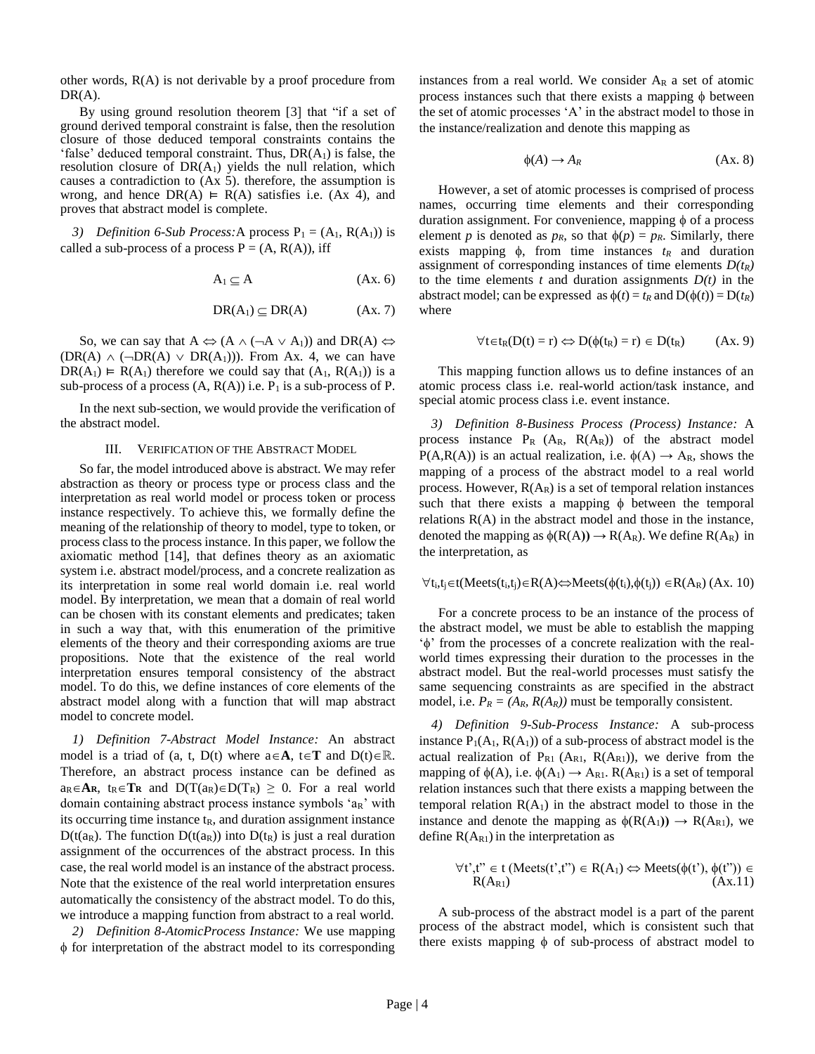other words, R(A) is not derivable by a proof procedure from DR(A).

By using ground resolution theorem [3] that "if a set of ground derived temporal constraint is false, then the resolution closure of those deduced temporal constraints contains the 'false' deduced temporal constraint. Thus, $DR(A_1)$ is false, the resolution closure of $DR(A_1)$ yields the null relation, which causes a contradiction to (Ax 5). therefore, the assumption is wrong, and hence $DR(A) \vDash R(A)$ satisfies i.e. (Ax 4), and proves that abstract model is complete.

*3) Definition 6-Sub Process:* A process $P_1 = (A_1, R(A_1))$ is called a sub-process of a process $P = (A, R(A))$, iff

$$A_1 \subseteq A \qquad \text{(Ax. 6)}$$

$$DR(A_1) \subseteq DR(A) \qquad \text{(Ax. 7)}$$

So, we can say that $A \Leftrightarrow (A \wedge (\neg A \vee A_1))$ and $DR(A) \Leftrightarrow (DR(A) \wedge (\neg DR(A) \vee DR(A_1)))$. From Ax. 4, we can have $DR(A_1) \vDash R(A_1)$ therefore we could say that $(A_1, R(A_1))$ is a sub-process of a process $(A, R(A))$ i.e. $P_1$ is a sub-process of P.

In the next sub-section, we would provide the verification of the abstract model.

## III. Verification of the Abstract Model

So far, the model introduced above is abstract. We may refer abstraction as theory or process type or process class and the interpretation as real world model or process token or process instance respectively. To achieve this, we formally define the meaning of the relationship of theory to model, type to token, or process class to the process instance. In this paper, we follow the axiomatic method [14], that defines theory as an axiomatic system i.e. abstract model/process, and a concrete realization as its interpretation in some real world domain i.e. real world model. By interpretation, we mean that a domain of real world can be chosen with its constant elements and predicates; taken in such a way that, with this enumeration of the primitive elements of the theory and their corresponding axioms are true propositions. Note that the existence of the real world interpretation ensures temporal consistency of the abstract model. To do this, we define instances of core elements of the abstract model along with a function that will map abstract model to concrete model.

*1) Definition 7-Abstract Model Instance:* An abstract model is a triad of (a, t, D(t) where $a \in \mathbf{A}$, $t \in \mathbf{T}$ and $D(t) \in \mathbb{R}$. Therefore, an abstract process instance can be defined as $a_R \in \mathbf{A_R}$, $t_R \in \mathbf{T_R}$ and $D(T(a_R)) \in D(T_R) \geq 0$. For a real world domain containing abstract process instance symbols '$a_R$' with its occurring time instance $t_R$, and duration assignment instance $D(t(a_R))$. The function $D(t(a_R))$ into $D(t_R)$ is just a real duration assignment of the occurrences of the abstract process. In this case, the real world model is an instance of the abstract process. Note that the existence of the real world interpretation ensures automatically the consistency of the abstract model. To do this, we introduce a mapping function from abstract to a real world.

*2) Definition 8-AtomicProcess Instance:* We use mapping $\phi$ for interpretation of the abstract model to its corresponding instances from a real world. We consider $A_R$ a set of atomic process instances such that there exists a mapping $\phi$ between the set of atomic processes 'A' in the abstract model to those in the instance/realization and denote this mapping as

$$\phi(A) \rightarrow A_R \qquad \text{(Ax. 8)}$$

However, a set of atomic processes is comprised of process names, occurring time elements and their corresponding duration assignment. For convenience, mapping $\phi$ of a process element $p$ is denoted as $p_R$, so that $\phi(p) = p_R$. Similarly, there exists mapping $\phi$, from time instances $t_R$ and duration assignment of corresponding instances of time elements $D(t_R)$ to the time elements $t$ and duration assignments $D(t)$ in the abstract model; can be expressed as $\phi(t) = t_R$ and $D(\phi(t)) = D(t_R)$ where

$$\forall t \in t_R(D(t) = r) \Leftrightarrow D(\phi(t_R) = r) \in D(t_R) \qquad \text{(Ax. 9)}$$

This mapping function allows us to define instances of an atomic process class i.e. real-world action/task instance, and special atomic process class i.e. event instance.

*3) Definition 8-Business Process (Process) Instance:* A process instance $P_R$ $(A_R, R(A_R))$ of the abstract model $P(A,R(A))$ is an actual realization, i.e. $\phi(A) \rightarrow A_R$, shows the mapping of a process of the abstract model to a real world process. However, $R(A_R)$ is a set of temporal relation instances such that there exists a mapping $\phi$ between the temporal relations R(A) in the abstract model and those in the instance, denoted the mapping as $\phi(R(A)) \rightarrow R(A_R)$. We define $R(A_R)$ in the interpretation, as

$$\forall t_i,t_j \in t(\text{Meets}(t_i,t_j) \in R(A) \Leftrightarrow \text{Meets}(\phi(t_i),\phi(t_j)) \in R(A_R) \qquad \text{(Ax. 10)}$$

For a concrete process to be an instance of the process of the abstract model, we must be able to establish the mapping '$\phi$' from the processes of a concrete realization with the real-world times expressing their duration to the processes in the abstract model. But the real-world processes must satisfy the same sequencing constraints as are specified in the abstract model, i.e. $P_R = (A_R, R(A_R))$ must be temporally consistent.

*4) Definition 9-Sub-Process Instance:* A sub-process instance $P_1(A_1, R(A_1))$ of a sub-process of abstract model is the actual realization of $P_{R1}$ $(A_{R1}, R(A_{R1}))$, we derive from the mapping of $\phi(A)$, i.e. $\phi(A_1) \rightarrow A_{R1}$. $R(A_{R1})$ is a set of temporal relation instances such that there exists a mapping between the temporal relation $R(A_1)$ in the abstract model to those in the instance and denote the mapping as $\phi(R(A_1)) \rightarrow R(A_{R1})$, we define $R(A_{R1})$ in the interpretation as

$$\forall t',t'' \in t\,(\text{Meets}(t',t'') \in R(A_1) \Leftrightarrow \text{Meets}(\phi(t'), \phi(t'')) \in R(A_{R1}) \qquad \text{(Ax.11)}$$

A sub-process of the abstract model is a part of the parent process of the abstract model, which is consistent such that there exists mapping $\phi$ of sub-process of abstract model to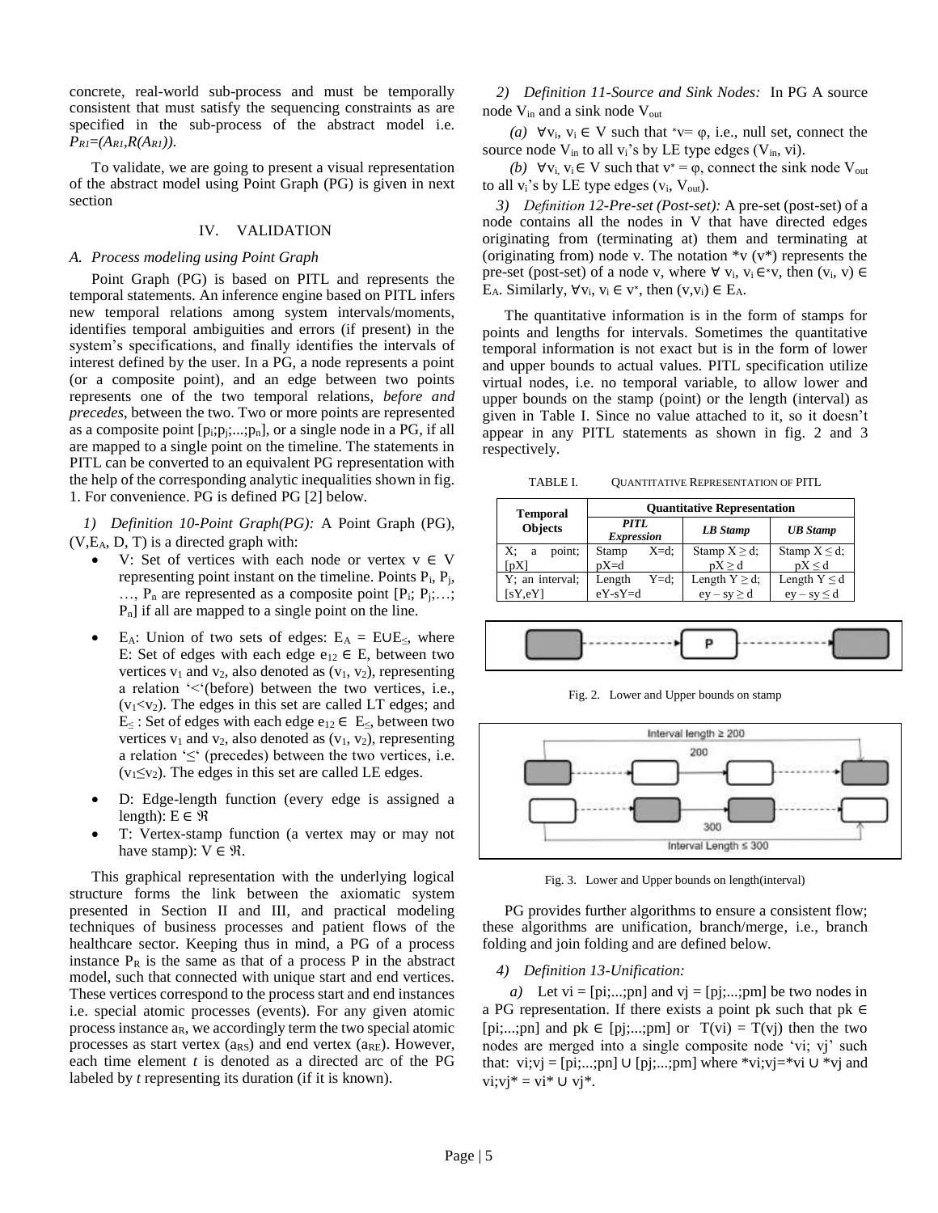concrete, real-world sub-process and must be temporally consistent that must satisfy the sequencing constraints as are specified in the sub-process of the abstract model i.e. $P_{R1}=(A_{R1},R(A_{R1}))$.

To validate, we are going to present a visual representation of the abstract model using Point Graph (PG) is given in next section

## IV. VALIDATION

### A. Process modeling using Point Graph

Point Graph (PG) is based on PITL and represents the temporal statements. An inference engine based on PITL infers new temporal relations among system intervals/moments, identifies temporal ambiguities and errors (if present) in the system's specifications, and finally identifies the intervals of interest defined by the user. In a PG, a node represents a point (or a composite point), and an edge between two points represents one of the two temporal relations, *before and precedes*, between the two. Two or more points are represented as a composite point $[p_i;p_j;...;p_n]$, or a single node in a PG, if all are mapped to a single point on the timeline. The statements in PITL can be converted to an equivalent PG representation with the help of the corresponding analytic inequalities shown in fig. 1. For convenience. PG is defined PG [2] below.

*1) Definition 10-Point Graph(PG):* A Point Graph (PG), $(V,E_A, D, T)$ is a directed graph with:

- V: Set of vertices with each node or vertex $v \in V$ representing point instant on the timeline. Points $P_i$, $P_j$, …, $P_n$ are represented as a composite point $[P_i; P_j;…; P_n]$ if all are mapped to a single point on the line.
- $E_A$: Union of two sets of edges: $E_A = E \cup E_{\leq}$, where E: Set of edges with each edge $e_{12} \in E$, between two vertices $v_1$ and $v_2$, also denoted as $(v_1, v_2)$, representing a relation '<'(before) between the two vertices, i.e., $(v_1<v_2)$. The edges in this set are called LT edges; and $E_{\leq}$ : Set of edges with each edge $e_{12} \in E_{\leq}$, between two vertices $v_1$ and $v_2$, also denoted as $(v_1, v_2)$, representing a relation '≤' (precedes) between the two vertices, i.e. $(v_1 \leq v_2)$. The edges in this set are called LE edges.
- D: Edge-length function (every edge is assigned a length): $E \in \Re$
- T: Vertex-stamp function (a vertex may or may not have stamp): $V \in \Re$.

This graphical representation with the underlying logical structure forms the link between the axiomatic system presented in Section II and III, and practical modeling techniques of business processes and patient flows of the healthcare sector. Keeping thus in mind, a PG of a process instance $P_R$ is the same as that of a process P in the abstract model, such that connected with unique start and end vertices. These vertices correspond to the process start and end instances i.e. special atomic processes (events). For any given atomic process instance $a_R$, we accordingly term the two special atomic processes as start vertex ($a_{RS}$) and end vertex ($a_{RE}$). However, each time element *t* is denoted as a directed arc of the PG labeled by *t* representing its duration (if it is known).

*2) Definition 11-Source and Sink Nodes:* In PG A source node $V_{in}$ and a sink node $V_{out}$

*(a)* $\forall v_i$, $v_i \in V$ such that ${}^{*}v= \varphi$, i.e., null set, connect the source node $V_{in}$ to all $v_i$'s by LE type edges $(V_{in}, vi)$.

*(b)* $\forall v_i$, $v_i \in V$ such that $v^{*} = \varphi$, connect the sink node $V_{out}$ to all $v_i$'s by LE type edges $(v_i, V_{out})$.

*3) Definition 12-Pre-set (Post-set):* A pre-set (post-set) of a node contains all the nodes in V that have directed edges originating from (terminating at) them and terminating at (originating from) node v. The notation \*v (v\*) represents the pre-set (post-set) of a node v, where $\forall v_i$, $v_i \in {}^{*}v$, then $(v_i, v) \in E_A$. Similarly, $\forall v_i$, $v_i \in v^{*}$, then $(v,v_i) \in E_A$.

The quantitative information is in the form of stamps for points and lengths for intervals. Sometimes the quantitative temporal information is not exact but is in the form of lower and upper bounds to actual values. PITL specification utilize virtual nodes, i.e. no temporal variable, to allow lower and upper bounds on the stamp (point) or the length (interval) as given in Table I. Since no value attached to it, so it doesn't appear in any PITL statements as shown in fig. 2 and 3 respectively.

TABLE I. QUANTITATIVE REPRESENTATION OF PITL

| Temporal Objects | Quantitative Representation | | |
|---|---|---|---|
| | ***PITL Expression*** | ***LB Stamp*** | ***UB Stamp*** |
| X; a point; [pX] | Stamp X=d; pX=d | Stamp X ≥ d; pX ≥ d | Stamp X ≤ d; pX ≤ d |
| Y; an interval; [sY,eY] | Length Y=d; eY-sY=d | Length Y ≥ d; ey – sy ≥ d | Length Y ≤ d ey – sy ≤ d |

Fig. 2. Lower and Upper bounds on stamp

Fig. 3. Lower and Upper bounds on length(interval)

PG provides further algorithms to ensure a consistent flow; these algorithms are unification, branch/merge, i.e., branch folding and join folding and are defined below.

*4) Definition 13-Unification:*

*a)* Let vi = [pi;...;pn] and vj = [pj;...;pm] be two nodes in a PG representation. If there exists a point pk such that pk ∈ [pi;...;pn] and pk ∈ [pj;...;pm] or T(vi) = T(vj) then the two nodes are merged into a single composite node 'vi; vj' such that: vi;vj = [pi;...;pn] ∪ [pj;...;pm] where \*vi;vj=\*vi ∪ \*vj and vi;vj\* = vi\* ∪ vj\*.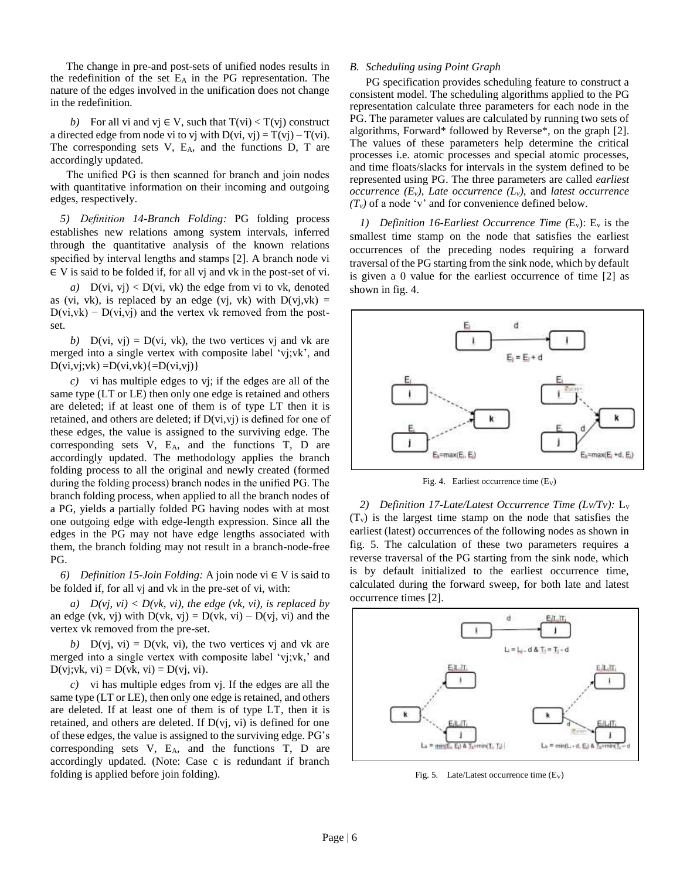The change in pre-and post-sets of unified nodes results in the redefinition of the set $E_A$ in the PG representation. The nature of the edges involved in the unification does not change in the redefinition.

*b)* For all vi and vj ∈ V, such that T(vi) < T(vj) construct a directed edge from node vi to vj with D(vi, vj) = T(vj) – T(vi). The corresponding sets V, $E_A$, and the functions D, T are accordingly updated.

The unified PG is then scanned for branch and join nodes with quantitative information on their incoming and outgoing edges, respectively.

*5) Definition 14-Branch Folding:* PG folding process establishes new relations among system intervals, inferred through the quantitative analysis of the known relations specified by interval lengths and stamps [2]. A branch node vi ∈ V is said to be folded if, for all vj and vk in the post-set of vi.

*a)* D(vi, vj) < D(vi, vk) the edge from vi to vk, denoted as (vi, vk), is replaced by an edge (vj, vk) with D(vj,vk) = D(vi,vk) − D(vi,vj) and the vertex vk removed from the post-set.

*b)* D(vi, vj) = D(vi, vk), the two vertices vj and vk are merged into a single vertex with composite label 'vj;vk', and D(vi,vj;vk) =D(vi,vk){=D(vi,vj)}

*c)* vi has multiple edges to vj; if the edges are all of the same type (LT or LE) then only one edge is retained and others are deleted; if at least one of them is of type LT then it is retained, and others are deleted; if D(vi,vj) is defined for one of these edges, the value is assigned to the surviving edge. The corresponding sets V, $E_A$, and the functions T, D are accordingly updated. The methodology applies the branch folding process to all the original and newly created (formed during the folding process) branch nodes in the unified PG. The branch folding process, when applied to all the branch nodes of a PG, yields a partially folded PG having nodes with at most one outgoing edge with edge-length expression. Since all the edges in the PG may not have edge lengths associated with them, the branch folding may not result in a branch-node-free PG.

*6) Definition 15-Join Folding:* A join node vi ∈ V is said to be folded if, for all vj and vk in the pre-set of vi, with:

*a) D(vj, vi) < D(vk, vi), the edge (vk, vi), is replaced by* an edge (vk, vj) with D(vk, vj) = D(vk, vi) – D(vj, vi) and the vertex vk removed from the pre-set.

*b)* D(vj, vi) = D(vk, vi), the two vertices vj and vk are merged into a single vertex with composite label 'vj;vk,' and D(vj;vk, vi) = D(vk, vi) = D(vj, vi).

*c)* vi has multiple edges from vj. If the edges are all the same type (LT or LE), then only one edge is retained, and others are deleted. If at least one of them is of type LT, then it is retained, and others are deleted. If D(vj, vi) is defined for one of these edges, the value is assigned to the surviving edge. PG's corresponding sets V, $E_A$, and the functions T, D are accordingly updated. (Note: Case c is redundant if branch folding is applied before join folding).

### *B. Scheduling using Point Graph*

PG specification provides scheduling feature to construct a consistent model. The scheduling algorithms applied to the PG representation calculate three parameters for each node in the PG. The parameter values are calculated by running two sets of algorithms, Forward* followed by Reverse*, on the graph [2]. The values of these parameters help determine the critical processes i.e. atomic processes and special atomic processes, and time floats/slacks for intervals in the system defined to be represented using PG. The three parameters are called *earliest occurrence ($E_v$), Late occurrence ($L_v$)*, and *latest occurrence ($T_v$)* of a node 'v' and for convenience defined below.

*1) Definition 16-Earliest Occurrence Time ($E_v$):* $E_v$ is the smallest time stamp on the node that satisfies the earliest occurrences of the preceding nodes requiring a forward traversal of the PG starting from the sink node, which by default is given a 0 value for the earliest occurrence of time [2] as shown in fig. 4.

Fig. 4. Earliest occurrence time ($E_V$)

*2) Definition 17-Late/Latest Occurrence Time (Lv/Tv):* $L_v$ ($T_v$) is the largest time stamp on the node that satisfies the earliest (latest) occurrences of the following nodes as shown in fig. 5. The calculation of these two parameters requires a reverse traversal of the PG starting from the sink node, which is by default initialized to the earliest occurrence time, calculated during the forward sweep, for both late and latest occurrence times [2].

Fig. 5. Late/Latest occurrence time ($E_V$)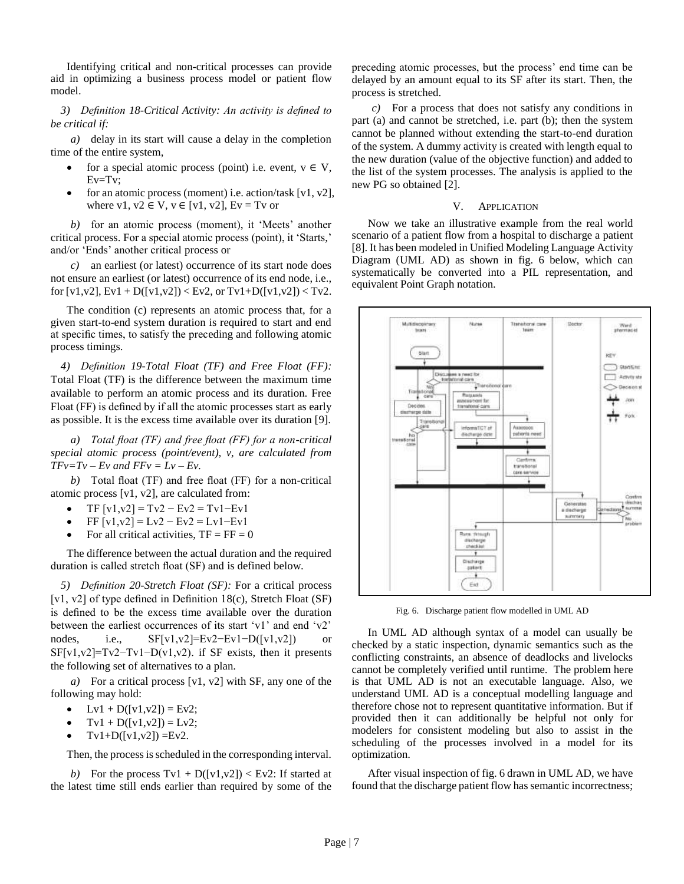Identifying critical and non-critical processes can provide aid in optimizing a business process model or patient flow model.

*3) Definition 18-Critical Activity: An activity is defined to be critical if:*

*a)* delay in its start will cause a delay in the completion time of the entire system,

- for a special atomic process (point) i.e. event, $v \in V$, $Ev=Tv$;
- for an atomic process (moment) i.e. action/task [v1, v2], where $v1, v2 \in V$, $v \in [v1, v2]$, $Ev = Tv$ or

*b)* for an atomic process (moment), it 'Meets' another critical process. For a special atomic process (point), it 'Starts,' and/or 'Ends' another critical process or

*c)* an earliest (or latest) occurrence of its start node does not ensure an earliest (or latest) occurrence of its end node, i.e., for [v1,v2], $Ev1 + D([v1,v2]) < Ev2$, or $Tv1+D([v1,v2]) < Tv2$.

The condition (c) represents an atomic process that, for a given start-to-end system duration is required to start and end at specific times, to satisfy the preceding and following atomic process timings.

*4) Definition 19-Total Float (TF) and Free Float (FF):* Total Float (TF) is the difference between the maximum time available to perform an atomic process and its duration. Free Float (FF) is defined by if all the atomic processes start as early as possible. It is the excess time available over its duration [9].

*a) Total float (TF) and free float (FF) for a non-critical special atomic process (point/event), v, are calculated from $TFv=Tv – Ev$ and $FFv = Lv – Ev$.*

*b)* Total float (TF) and free float (FF) for a non-critical atomic process [v1, v2], are calculated from:

- $TF [v1,v2] = Tv2 − Ev2 = Tv1−Ev1$
- $FF [v1,v2] = Lv2 − Ev2 = Lv1−Ev1$
- For all critical activities, $TF = FF = 0$

The difference between the actual duration and the required duration is called stretch float (SF) and is defined below.

*5) Definition 20-Stretch Float (SF):* For a critical process [v1, v2] of type defined in Definition 18(c), Stretch Float (SF) is defined to be the excess time available over the duration between the earliest occurrences of its start 'v1' and end 'v2' nodes, i.e., $SF[v1,v2]=Ev2−Ev1−D([v1,v2])$ or $SF[v1,v2]=Tv2−Tv1−D(v1,v2)$. if SF exists, then it presents the following set of alternatives to a plan.

*a)* For a critical process [v1, v2] with SF, any one of the following may hold:

- $Lv1 + D([v1,v2]) = Ev2$;
- $Tv1 + D([v1,v2]) = Lv2$;
- $Tv1+D([v1,v2]) =Ev2$.

Then, the process is scheduled in the corresponding interval.

*b)* For the process $Tv1 + D([v1,v2]) < Ev2$: If started at the latest time still ends earlier than required by some of the preceding atomic processes, but the process' end time can be delayed by an amount equal to its SF after its start. Then, the process is stretched.

*c)* For a process that does not satisfy any conditions in part (a) and cannot be stretched, i.e. part (b); then the system cannot be planned without extending the start-to-end duration of the system. A dummy activity is created with length equal to the new duration (value of the objective function) and added to the list of the system processes. The analysis is applied to the new PG so obtained [2].

## V. Application

Now we take an illustrative example from the real world scenario of a patient flow from a hospital to discharge a patient [8]. It has been modeled in Unified Modeling Language Activity Diagram (UML AD) as shown in fig. 6 below, which can systematically be converted into a PIL representation, and equivalent Point Graph notation.

Fig. 6. Discharge patient flow modelled in UML AD

In UML AD although syntax of a model can usually be checked by a static inspection, dynamic semantics such as the conflicting constraints, an absence of deadlocks and livelocks cannot be completely verified until runtime. The problem here is that UML AD is not an executable language. Also, we understand UML AD is a conceptual modelling language and therefore chose not to represent quantitative information. But if provided then it can additionally be helpful not only for modelers for consistent modeling but also to assist in the scheduling of the processes involved in a model for its optimization.

After visual inspection of fig. 6 drawn in UML AD, we have found that the discharge patient flow has semantic incorrectness;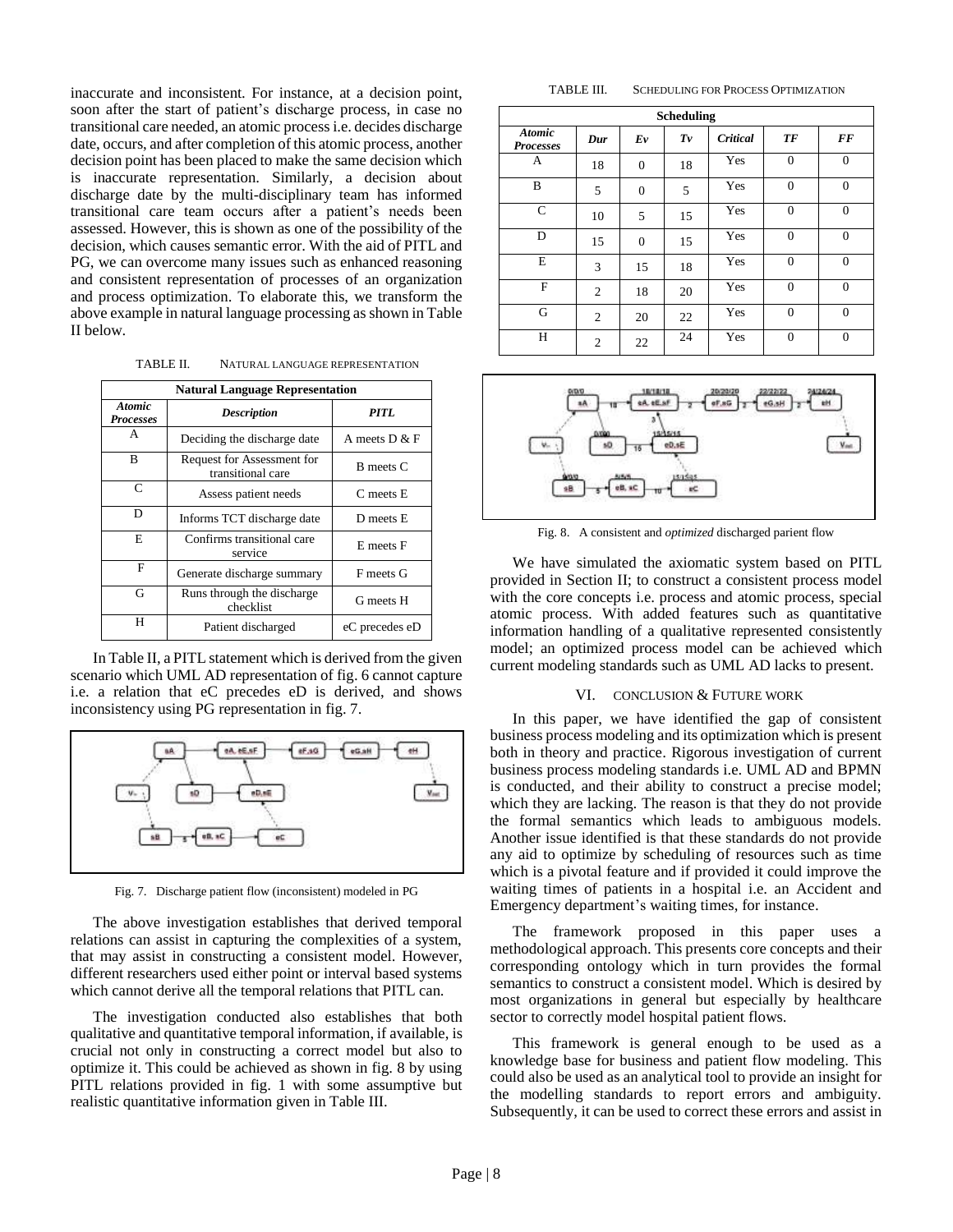inaccurate and inconsistent. For instance, at a decision point, soon after the start of patient's discharge process, in case no transitional care needed, an atomic process i.e. decides discharge date, occurs, and after completion of this atomic process, another decision point has been placed to make the same decision which is inaccurate representation. Similarly, a decision about discharge date by the multi-disciplinary team has informed transitional care team occurs after a patient's needs been assessed. However, this is shown as one of the possibility of the decision, which causes semantic error. With the aid of PITL and PG, we can overcome many issues such as enhanced reasoning and consistent representation of processes of an organization and process optimization. To elaborate this, we transform the above example in natural language processing as shown in Table II below.

TABLE II. NATURAL LANGUAGE REPRESENTATION

| Natural Language Representation | | |
|---|---|---|
| ***Atomic Processes*** | ***Description*** | ***PITL*** |
| A | Deciding the discharge date | A meets D & F |
| B | Request for Assessment for transitional care | B meets C |
| C | Assess patient needs | C meets E |
| D | Informs TCT discharge date | D meets E |
| E | Confirms transitional care service | E meets F |
| F | Generate discharge summary | F meets G |
| G | Runs through the discharge checklist | G meets H |
| H | Patient discharged | eC precedes eD |

In Table II, a PITL statement which is derived from the given scenario which UML AD representation of fig. 6 cannot capture i.e. a relation that eC precedes eD is derived, and shows inconsistency using PG representation in fig. 7.

Fig. 7. Discharge patient flow (inconsistent) modeled in PG

The above investigation establishes that derived temporal relations can assist in capturing the complexities of a system, that may assist in constructing a consistent model. However, different researchers used either point or interval based systems which cannot derive all the temporal relations that PITL can.

The investigation conducted also establishes that both qualitative and quantitative temporal information, if available, is crucial not only in constructing a correct model but also to optimize it. This could be achieved as shown in fig. 8 by using PITL relations provided in fig. 1 with some assumptive but realistic quantitative information given in Table III.

TABLE III. SCHEDULING FOR PROCESS OPTIMIZATION

| Scheduling | | | | | | |
|---|---|---|---|---|---|---|
| ***Atomic Processes*** | ***Dur*** | ***Ev*** | ***Tv*** | ***Critical*** | ***TF*** | ***FF*** |
| A | 18 | 0 | 18 | Yes | 0 | 0 |
| B | 5 | 0 | 5 | Yes | 0 | 0 |
| C | 10 | 5 | 15 | Yes | 0 | 0 |
| D | 15 | 0 | 15 | Yes | 0 | 0 |
| E | 3 | 15 | 18 | Yes | 0 | 0 |
| F | 2 | 18 | 20 | Yes | 0 | 0 |
| G | 2 | 20 | 22 | Yes | 0 | 0 |
| H | 2 | 22 | 24 | Yes | 0 | 0 |

Fig. 8. A consistent and *optimized* discharged parient flow

We have simulated the axiomatic system based on PITL provided in Section II; to construct a consistent process model with the core concepts i.e. process and atomic process, special atomic process. With added features such as quantitative information handling of a qualitative represented consistently model; an optimized process model can be achieved which current modeling standards such as UML AD lacks to present.

## VI. CONCLUSION & FUTURE WORK

In this paper, we have identified the gap of consistent business process modeling and its optimization which is present both in theory and practice. Rigorous investigation of current business process modeling standards i.e. UML AD and BPMN is conducted, and their ability to construct a precise model; which they are lacking. The reason is that they do not provide the formal semantics which leads to ambiguous models. Another issue identified is that these standards do not provide any aid to optimize by scheduling of resources such as time which is a pivotal feature and if provided it could improve the waiting times of patients in a hospital i.e. an Accident and Emergency department's waiting times, for instance.

The framework proposed in this paper uses a methodological approach. This presents core concepts and their corresponding ontology which in turn provides the formal semantics to construct a consistent model. Which is desired by most organizations in general but especially by healthcare sector to correctly model hospital patient flows.

This framework is general enough to be used as a knowledge base for business and patient flow modeling. This could also be used as an analytical tool to provide an insight for the modelling standards to report errors and ambiguity. Subsequently, it can be used to correct these errors and assist in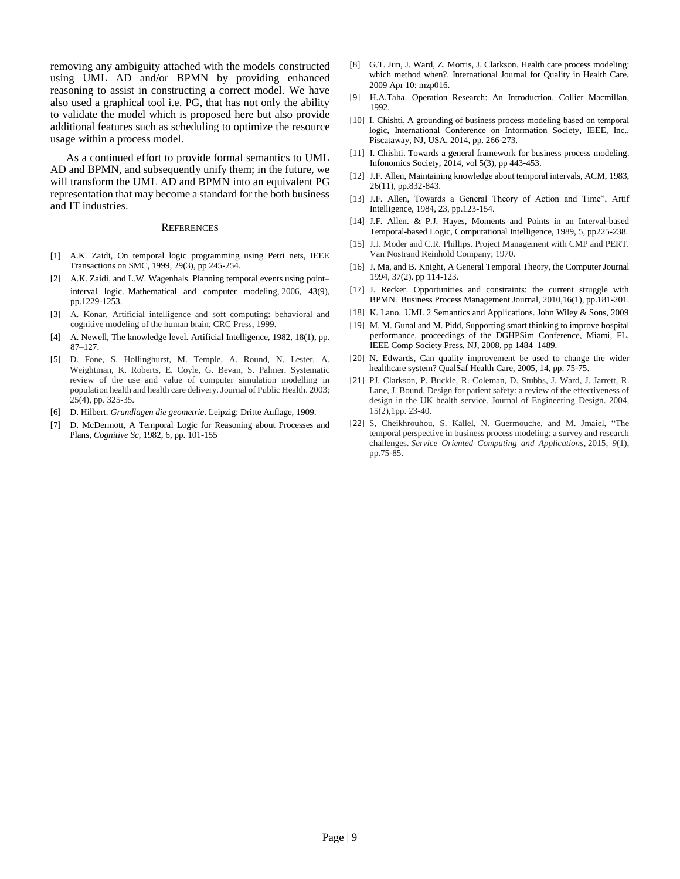removing any ambiguity attached with the models constructed using UML AD and/or BPMN by providing enhanced reasoning to assist in constructing a correct model. We have also used a graphical tool i.e. PG, that has not only the ability to validate the model which is proposed here but also provide additional features such as scheduling to optimize the resource usage within a process model.

As a continued effort to provide formal semantics to UML AD and BPMN, and subsequently unify them; in the future, we will transform the UML AD and BPMN into an equivalent PG representation that may become a standard for the both business and IT industries.

## References

[1] A.K. Zaidi, On temporal logic programming using Petri nets, IEEE Transactions on SMC, 1999, 29(3), pp 245-254.

[2] A.K. Zaidi, and L.W. Wagenhals. Planning temporal events using point–interval logic. Mathematical and computer modeling, 2006, 43(9), pp.1229-1253.

[3] A. Konar. Artificial intelligence and soft computing: behavioral and cognitive modeling of the human brain, CRC Press, 1999.

[4] A. Newell, The knowledge level. Artificial Intelligence, 1982, 18(1), pp. 87–127.

[5] D. Fone, S. Hollinghurst, M. Temple, A. Round, N. Lester, A. Weightman, K. Roberts, E. Coyle, G. Bevan, S. Palmer. Systematic review of the use and value of computer simulation modelling in population health and health care delivery. Journal of Public Health. 2003; 25(4), pp. 325-35.

[6] D. Hilbert. *Grundlagen die geometrie*. Leipzig: Dritte Auflage, 1909.

[7] D. McDermott, A Temporal Logic for Reasoning about Processes and Plans, *Cognitive Sc*, 1982, 6, pp. 101-155

[8] G.T. Jun, J. Ward, Z. Morris, J. Clarkson. Health care process modeling: which method when?. International Journal for Quality in Health Care. 2009 Apr 10: mzp016.

[9] H.A.Taha. Operation Research: An Introduction. Collier Macmillan, 1992.

[10] I. Chishti, A grounding of business process modeling based on temporal logic, International Conference on Information Society, IEEE, Inc., Piscataway, NJ, USA, 2014, pp. 266-273.

[11] I. Chishti. Towards a general framework for business process modeling. Infonomics Society, 2014, vol 5(3), pp 443-453.

[12] J.F. Allen, Maintaining knowledge about temporal intervals, ACM, 1983, 26(11), pp.832-843.

[13] J.F. Allen, Towards a General Theory of Action and Time", Artif Intelligence, 1984, 23, pp.123-154.

[14] J.F. Allen. & P.J. Hayes, Moments and Points in an Interval-based Temporal-based Logic, Computational Intelligence, 1989, 5, pp225-238.

[15] J.J. Moder and C.R. Phillips. Project Management with CMP and PERT. Van Nostrand Reinhold Company; 1970.

[16] J. Ma, and B. Knight, A General Temporal Theory, the Computer Journal 1994, 37(2). pp 114-123.

[17] J. Recker. Opportunities and constraints: the current struggle with BPMN. Business Process Management Journal, 2010,16(1), pp.181-201.

[18] K. Lano. UML 2 Semantics and Applications. John Wiley & Sons, 2009

[19] M. M. Gunal and M. Pidd, Supporting smart thinking to improve hospital performance, proceedings of the DGHPSim Conference, Miami, FL, IEEE Comp Society Press, NJ, 2008, pp 1484–1489.

[20] N. Edwards, Can quality improvement be used to change the wider healthcare system? QualSaf Health Care, 2005, 14, pp. 75-75.

[21] PJ. Clarkson, P. Buckle, R. Coleman, D. Stubbs, J. Ward, J. Jarrett, R. Lane, J. Bound. Design for patient safety: a review of the effectiveness of design in the UK health service. Journal of Engineering Design. 2004, 15(2),1pp. 23-40.

[22] S, Cheikhrouhou, S. Kallel, N. Guermouche, and M. Jmaiel, "The temporal perspective in business process modeling: a survey and research challenges. *Service Oriented Computing and Applications*, 2015, *9*(1), pp.75-85.